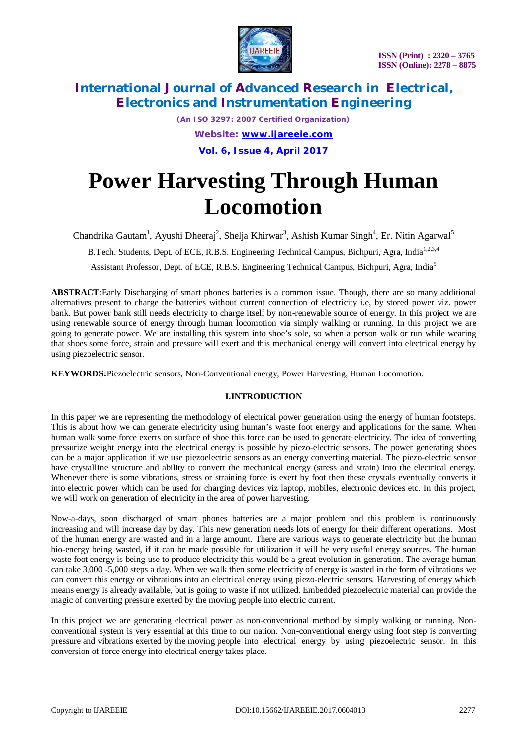# Power Harvesting Through Human Locomotion

Chandrika Gautam[1], Ayushi Dheeraj[2], Shelja Khirwar[3], Ashish Kumar Singh[4], Er. Nitin Agarwal[5]

B.Tech. Students, Dept. of ECE, R.B.S. Engineering Technical Campus, Bichpuri, Agra, India[1,2,3,4]

Assistant Professor, Dept. of ECE, R.B.S. Engineering Technical Campus, Bichpuri, Agra, India[5]

**ABSTRACT**:Early Discharging of smart phones batteries is a common issue. Though, there are so many additional alternatives present to charge the batteries without current connection of electricity i.e, by stored power viz. power bank. But power bank still needs electricity to charge itself by non-renewable source of energy. In this project we are using renewable source of energy through human locomotion via simply walking or running. In this project we are going to generate power. We are installing this system into shoe's sole, so when a person walk or run while wearing that shoes some force, strain and pressure will exert and this mechanical energy will convert into electrical energy by using piezoelectric sensor.

**KEYWORDS:**Piezoelectric sensors, Non-Conventional energy, Power Harvesting, Human Locomotion.

## I.INTRODUCTION

In this paper we are representing the methodology of electrical power generation using the energy of human footsteps. This is about how we can generate electricity using human's waste foot energy and applications for the same. When human walk some force exerts on surface of shoe this force can be used to generate electricity. The idea of converting pressurize weight energy into the electrical energy is possible by piezo-electric sensors. The power generating shoes can be a major application if we use piezoelectric sensors as an energy converting material. The piezo-electric sensor have crystalline structure and ability to convert the mechanical energy (stress and strain) into the electrical energy. Whenever there is some vibrations, stress or straining force is exert by foot then these crystals eventually converts it into electric power which can be used for charging devices viz laptop, mobiles, electronic devices etc. In this project, we will work on generation of electricity in the area of power harvesting.

Now-a-days, soon discharged of smart phones batteries are a major problem and this problem is continuously increasing and will increase day by day. This new generation needs lots of energy for their different operations. Most of the human energy are wasted and in a large amount. There are various ways to generate electricity but the human bio-energy being wasted, if it can be made possible for utilization it will be very useful energy sources. The human waste foot energy is being use to produce electricity this would be a great evolution in generation. The average human can take 3,000 -5,000 steps a day. When we walk then some electricity of energy is wasted in the form of vibrations we can convert this energy or vibrations into an electrical energy using piezo-electric sensors. Harvesting of energy which means energy is already available, but is going to waste if not utilized. Embedded piezoelectric material can provide the magic of converting pressure exerted by the moving people into electric current.

In this project we are generating electrical power as non-conventional method by simply walking or running. Non-conventional system is very essential at this time to our nation. Non-conventional energy using foot step is converting pressure and vibrations exerted by the moving people into electrical energy by using piezoelectric sensor. In this conversion of force energy into electrical energy takes place.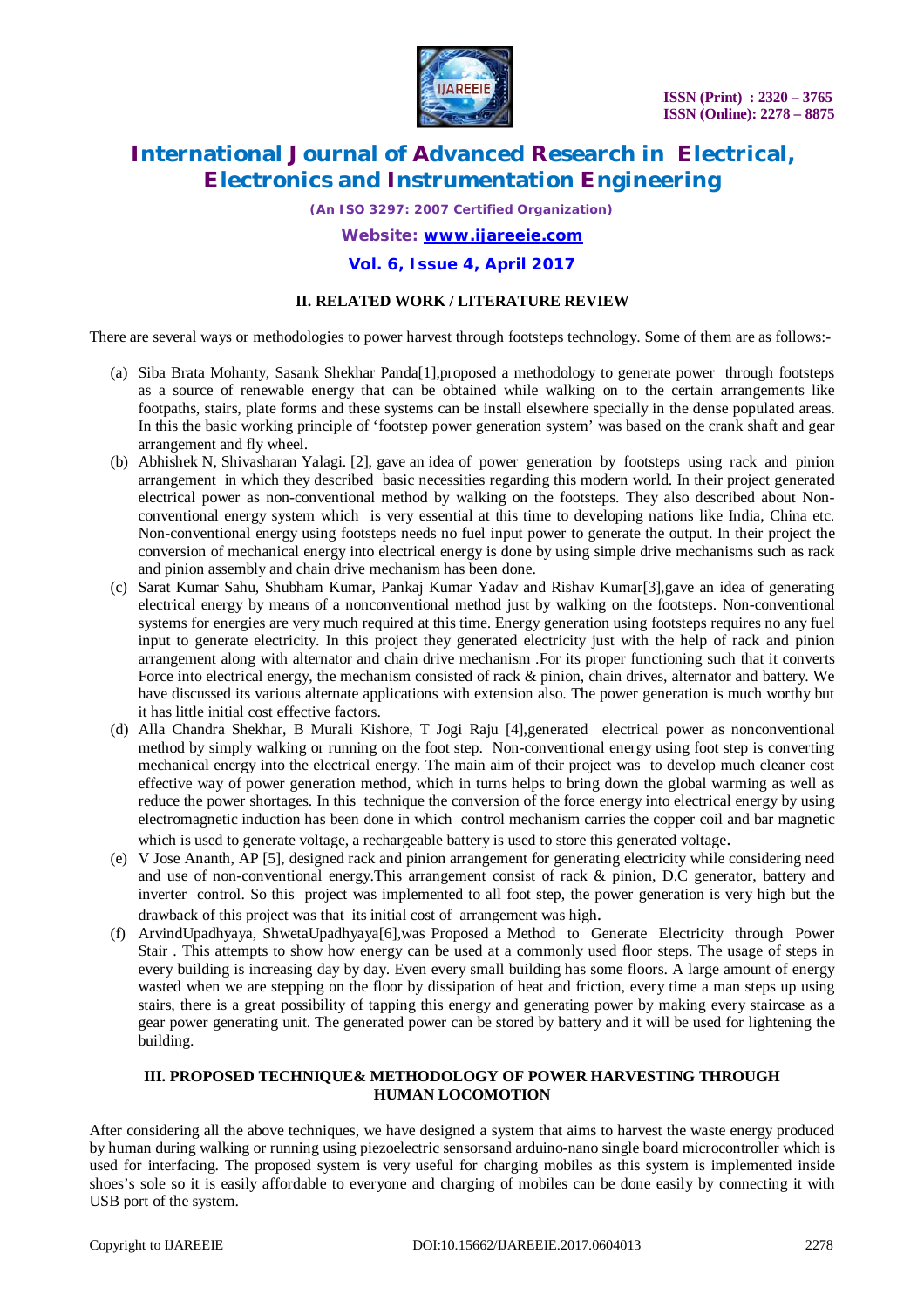## II. RELATED WORK / LITERATURE REVIEW

There are several ways or methodologies to power harvest through footsteps technology. Some of them are as follows:-

(a) Siba Brata Mohanty, Sasank Shekhar Panda[1],proposed a methodology to generate power through footsteps as a source of renewable energy that can be obtained while walking on to the certain arrangements like footpaths, stairs, plate forms and these systems can be install elsewhere specially in the dense populated areas. In this the basic working principle of 'footstep power generation system' was based on the crank shaft and gear arrangement and fly wheel.

(b) Abhishek N, Shivasharan Yalagi. [2], gave an idea of power generation by footsteps using rack and pinion arrangement in which they described basic necessities regarding this modern world. In their project generated electrical power as non-conventional method by walking on the footsteps. They also described about Non-conventional energy system which is very essential at this time to developing nations like India, China etc. Non-conventional energy using footsteps needs no fuel input power to generate the output. In their project the conversion of mechanical energy into electrical energy is done by using simple drive mechanisms such as rack and pinion assembly and chain drive mechanism has been done.

(c) Sarat Kumar Sahu, Shubham Kumar, Pankaj Kumar Yadav and Rishav Kumar[3],gave an idea of generating electrical energy by means of a nonconventional method just by walking on the footsteps. Non-conventional systems for energies are very much required at this time. Energy generation using footsteps requires no any fuel input to generate electricity. In this project they generated electricity just with the help of rack and pinion arrangement along with alternator and chain drive mechanism .For its proper functioning such that it converts Force into electrical energy, the mechanism consisted of rack & pinion, chain drives, alternator and battery. We have discussed its various alternate applications with extension also. The power generation is much worthy but it has little initial cost effective factors.

(d) Alla Chandra Shekhar, B Murali Kishore, T Jogi Raju [4],generated electrical power as nonconventional method by simply walking or running on the foot step. Non-conventional energy using foot step is converting mechanical energy into the electrical energy. The main aim of their project was to develop much cleaner cost effective way of power generation method, which in turns helps to bring down the global warming as well as reduce the power shortages. In this technique the conversion of the force energy into electrical energy by using electromagnetic induction has been done in which control mechanism carries the copper coil and bar magnetic which is used to generate voltage, a rechargeable battery is used to store this generated voltage.

(e) V Jose Ananth, AP [5], designed rack and pinion arrangement for generating electricity while considering need and use of non-conventional energy.This arrangement consist of rack & pinion, D.C generator, battery and inverter control. So this project was implemented to all foot step, the power generation is very high but the drawback of this project was that its initial cost of arrangement was high.

(f) ArvindUpadhyaya, ShwetaUpadhyaya[6],was Proposed a Method to Generate Electricity through Power Stair . This attempts to show how energy can be used at a commonly used floor steps. The usage of steps in every building is increasing day by day. Even every small building has some floors. A large amount of energy wasted when we are stepping on the floor by dissipation of heat and friction, every time a man steps up using stairs, there is a great possibility of tapping this energy and generating power by making every staircase as a gear power generating unit. The generated power can be stored by battery and it will be used for lightening the building.

## III. PROPOSED TECHNIQUE& METHODOLOGY OF POWER HARVESTING THROUGH HUMAN LOCOMOTION

After considering all the above techniques, we have designed a system that aims to harvest the waste energy produced by human during walking or running using piezoelectric sensorsand arduino-nano single board microcontroller which is used for interfacing. The proposed system is very useful for charging mobiles as this system is implemented inside shoes's sole so it is easily affordable to everyone and charging of mobiles can be done easily by connecting it with USB port of the system.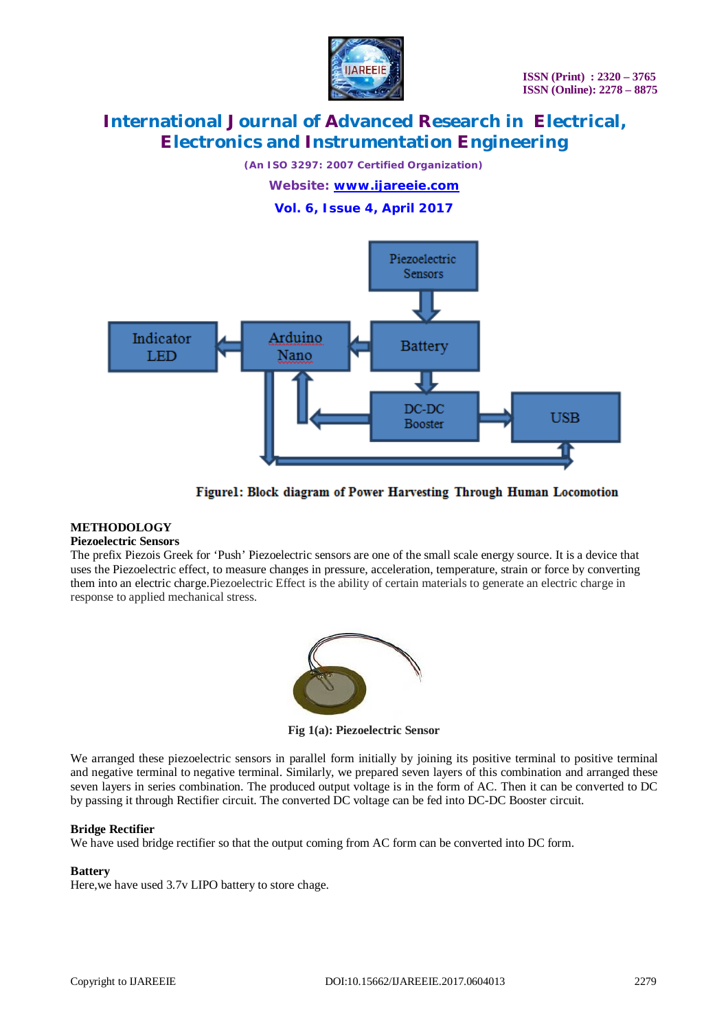Figure1: Block diagram of Power Harvesting Through Human Locomotion

## METHODOLOGY

### Piezoelectric Sensors

The prefix Piezois Greek for 'Push' Piezoelectric sensors are one of the small scale energy source. It is a device that uses the Piezoelectric effect, to measure changes in pressure, acceleration, temperature, strain or force by converting them into an electric charge.Piezoelectric Effect is the ability of certain materials to generate an electric charge in response to applied mechanical stress.

**Fig 1(a): Piezoelectric Sensor**

We arranged these piezoelectric sensors in parallel form initially by joining its positive terminal to positive terminal and negative terminal to negative terminal. Similarly, we prepared seven layers of this combination and arranged these seven layers in series combination. The produced output voltage is in the form of AC. Then it can be converted to DC by passing it through Rectifier circuit. The converted DC voltage can be fed into DC-DC Booster circuit.

### Bridge Rectifier

We have used bridge rectifier so that the output coming from AC form can be converted into DC form.

### Battery

Here,we have used 3.7v LIPO battery to store chage.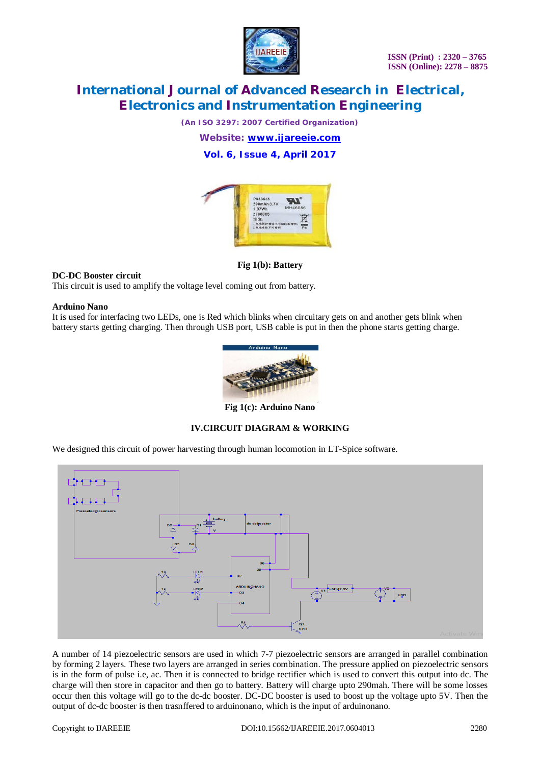Fig 1(b): Battery

**DC-DC Booster circuit**
This circuit is used to amplify the voltage level coming out from battery.

**Arduino Nano**
It is used for interfacing two LEDs, one is Red which blinks when circuitary gets on and another gets blink when battery starts getting charging. Then through USB port, USB cable is put in then the phone starts getting charge.

Fig 1(c): Arduino Nano

## IV.CIRCUIT DIAGRAM & WORKING

We designed this circuit of power harvesting through human locomotion in LT-Spice software.

A number of 14 piezoelectric sensors are used in which 7-7 piezoelectric sensors are arranged in parallel combination by forming 2 layers. These two layers are arranged in series combination. The pressure applied on piezoelectric sensors is in the form of pulse i.e, ac. Then it is connected to bridge rectifier which is used to convert this output into dc. The charge will then store in capacitor and then go to battery. Battery will charge upto 290mah. There will be some losses occur then this voltage will go to the dc-dc booster. DC-DC booster is used to boost up the voltage upto 5V. Then the output of dc-dc booster is then trasnffered to arduinonano, which is the input of arduinonano.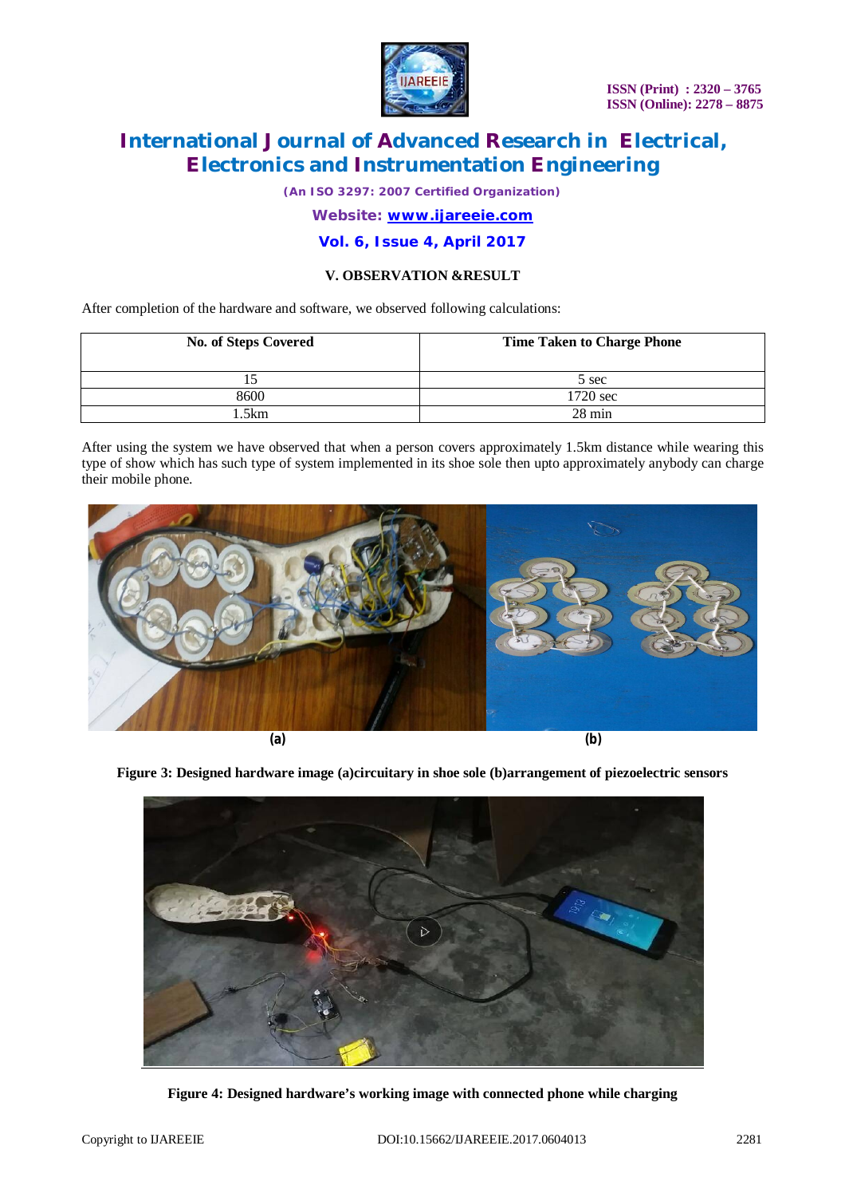## V. OBSERVATION &RESULT

After completion of the hardware and software, we observed following calculations:

| No. of Steps Covered | Time Taken to Charge Phone |
|---|---|
| 15 | 5 sec |
| 8600 | 1720 sec |
| 1.5km | 28 min |

After using the system we have observed that when a person covers approximately 1.5km distance while wearing this type of show which has such type of system implemented in its shoe sole then upto approximately anybody can charge their mobile phone.

(a) (b)

**Figure 3: Designed hardware image (a)circuitary in shoe sole (b)arrangement of piezoelectric sensors**

**Figure 4: Designed hardware's working image with connected phone while charging**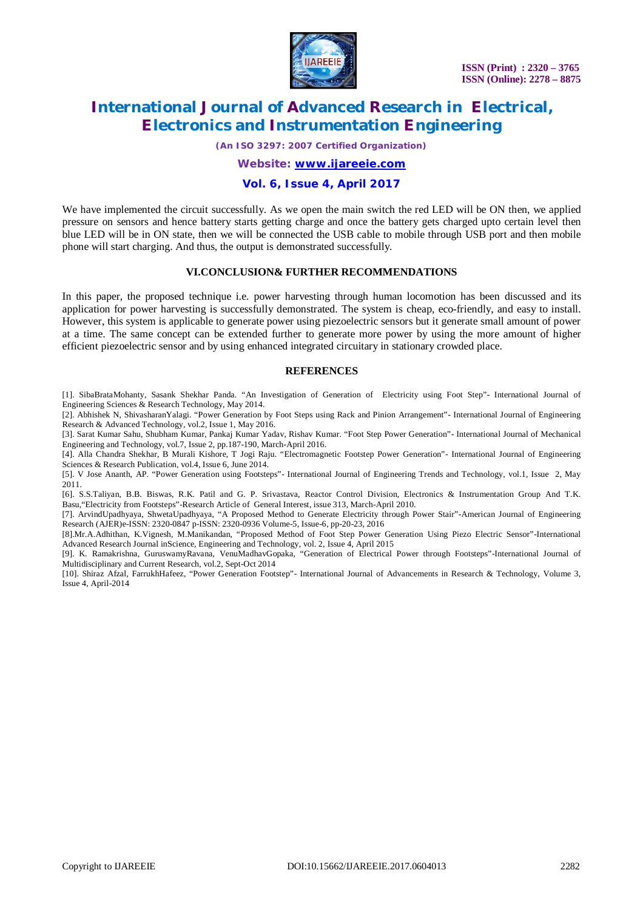We have implemented the circuit successfully. As we open the main switch the red LED will be ON then, we applied pressure on sensors and hence battery starts getting charge and once the battery gets charged upto certain level then blue LED will be in ON state, then we will be connected the USB cable to mobile through USB port and then mobile phone will start charging. And thus, the output is demonstrated successfully.

## VI.CONCLUSION& FURTHER RECOMMENDATIONS

In this paper, the proposed technique i.e. power harvesting through human locomotion has been discussed and its application for power harvesting is successfully demonstrated. The system is cheap, eco-friendly, and easy to install. However, this system is applicable to generate power using piezoelectric sensors but it generate small amount of power at a time. The same concept can be extended further to generate more power by using the more amount of higher efficient piezoelectric sensor and by using enhanced integrated circuitary in stationary crowded place.

## REFERENCES

[1]. SibaBrataMohanty, Sasank Shekhar Panda. "An Investigation of Generation of Electricity using Foot Step"- International Journal of Engineering Sciences & Research Technology, May 2014.

[2]. Abhishek N, ShivasharanYalagi. "Power Generation by Foot Steps using Rack and Pinion Arrangement"- International Journal of Engineering Research & Advanced Technology, vol.2, Issue 1, May 2016.

[3]. Sarat Kumar Sahu, Shubham Kumar, Pankaj Kumar Yadav, Rishav Kumar. "Foot Step Power Generation"- International Journal of Mechanical Engineering and Technology, vol.7, Issue 2, pp.187-190, March-April 2016.

[4]. Alla Chandra Shekhar, B Murali Kishore, T Jogi Raju. "Electromagnetic Footstep Power Generation"- International Journal of Engineering Sciences & Research Publication, vol.4, Issue 6, June 2014.

[5]. V Jose Ananth, AP. "Power Generation using Footsteps"- International Journal of Engineering Trends and Technology, vol.1, Issue 2, May 2011.

[6]. S.S.Taliyan, B.B. Biswas, R.K. Patil and G. P. Srivastava, Reactor Control Division, Electronics & Instrumentation Group And T.K. Basu,"Electricity from Footsteps"-Research Article of General Interest, issue 313, March-April 2010.

[7]. ArvindUpadhyaya, ShwetaUpadhyaya, "A Proposed Method to Generate Electricity through Power Stair"-American Journal of Engineering Research (AJER)e-ISSN: 2320-0847 p-ISSN: 2320-0936 Volume-5, Issue-6, pp-20-23, 2016

[8].Mr.A.Adhithan, K.Vignesh, M.Manikandan, "Proposed Method of Foot Step Power Generation Using Piezo Electric Sensor"-International Advanced Research Journal inScience, Engineering and Technology, vol. 2, Issue 4, April 2015

[9]. K. Ramakrishna, GuruswamyRavana, VenuMadhavGopaka, "Generation of Electrical Power through Footsteps"-International Journal of Multidisciplinary and Current Research, vol.2, Sept-Oct 2014

[10]. Shiraz Afzal, FarrukhHafeez, "Power Generation Footstep"- International Journal of Advancements in Research & Technology, Volume 3, Issue 4, April-2014